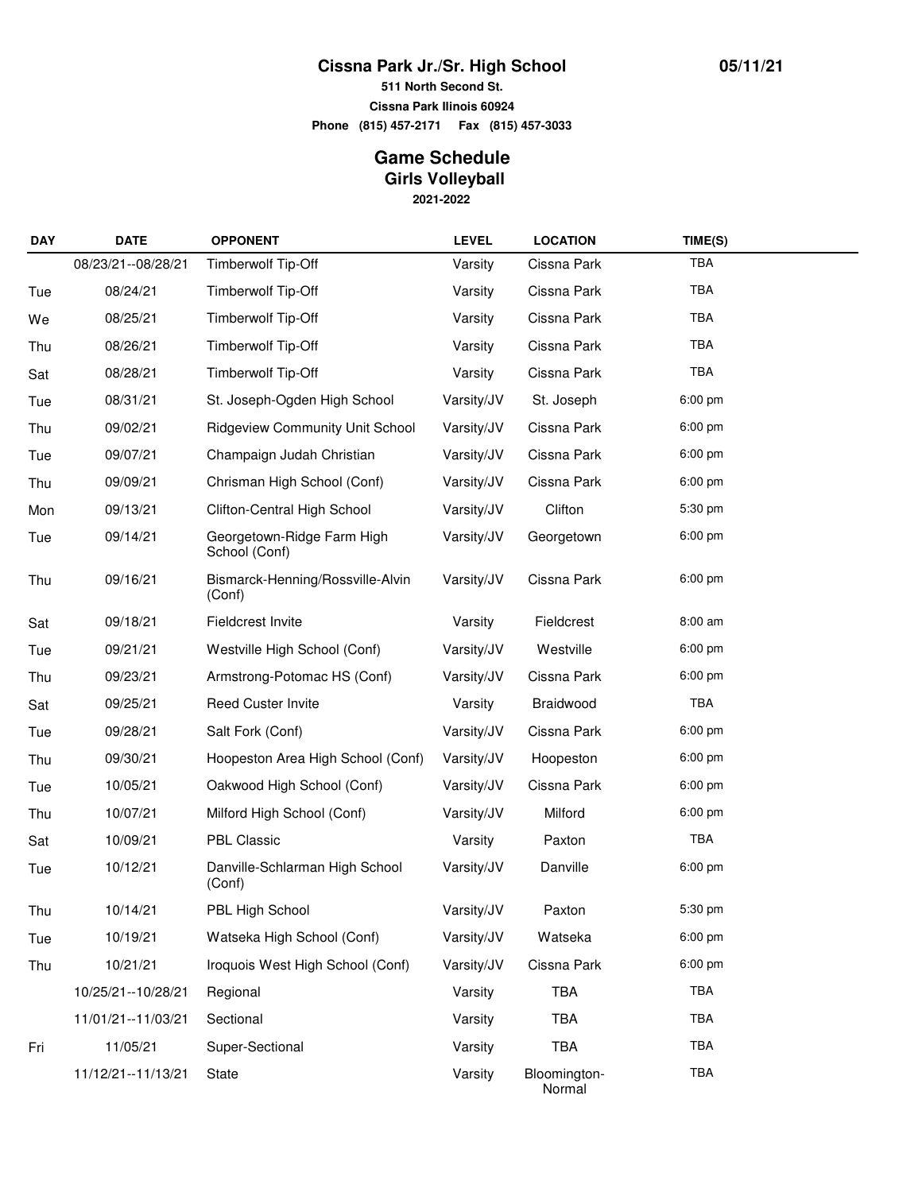**Cissna Park Jr./Sr. High School** **05/11/21**

**511 North Second St.**

**Cissna Park Ilinois 60924**

**Phone (815) 457-2171 Fax (815) 457-3033**

## Game Schedule

### Girls Volleyball

**2021-2022**

| DAY | DATE | OPPONENT | LEVEL | LOCATION | TIME(S) |
|---|---|---|---|---|---|
| | 08/23/21--08/28/21 | Timberwolf Tip-Off | Varsity | Cissna Park | TBA |
| Tue | 08/24/21 | Timberwolf Tip-Off | Varsity | Cissna Park | TBA |
| We | 08/25/21 | Timberwolf Tip-Off | Varsity | Cissna Park | TBA |
| Thu | 08/26/21 | Timberwolf Tip-Off | Varsity | Cissna Park | TBA |
| Sat | 08/28/21 | Timberwolf Tip-Off | Varsity | Cissna Park | TBA |
| Tue | 08/31/21 | St. Joseph-Ogden High School | Varsity/JV | St. Joseph | 6:00 pm |
| Thu | 09/02/21 | Ridgeview Community Unit School | Varsity/JV | Cissna Park | 6:00 pm |
| Tue | 09/07/21 | Champaign Judah Christian | Varsity/JV | Cissna Park | 6:00 pm |
| Thu | 09/09/21 | Chrisman High School (Conf) | Varsity/JV | Cissna Park | 6:00 pm |
| Mon | 09/13/21 | Clifton-Central High School | Varsity/JV | Clifton | 5:30 pm |
| Tue | 09/14/21 | Georgetown-Ridge Farm High School (Conf) | Varsity/JV | Georgetown | 6:00 pm |
| Thu | 09/16/21 | Bismarck-Henning/Rossville-Alvin (Conf) | Varsity/JV | Cissna Park | 6:00 pm |
| Sat | 09/18/21 | Fieldcrest Invite | Varsity | Fieldcrest | 8:00 am |
| Tue | 09/21/21 | Westville High School (Conf) | Varsity/JV | Westville | 6:00 pm |
| Thu | 09/23/21 | Armstrong-Potomac HS (Conf) | Varsity/JV | Cissna Park | 6:00 pm |
| Sat | 09/25/21 | Reed Custer Invite | Varsity | Braidwood | TBA |
| Tue | 09/28/21 | Salt Fork (Conf) | Varsity/JV | Cissna Park | 6:00 pm |
| Thu | 09/30/21 | Hoopeston Area High School (Conf) | Varsity/JV | Hoopeston | 6:00 pm |
| Tue | 10/05/21 | Oakwood High School (Conf) | Varsity/JV | Cissna Park | 6:00 pm |
| Thu | 10/07/21 | Milford High School (Conf) | Varsity/JV | Milford | 6:00 pm |
| Sat | 10/09/21 | PBL Classic | Varsity | Paxton | TBA |
| Tue | 10/12/21 | Danville-Schlarman High School (Conf) | Varsity/JV | Danville | 6:00 pm |
| Thu | 10/14/21 | PBL High School | Varsity/JV | Paxton | 5:30 pm |
| Tue | 10/19/21 | Watseka High School (Conf) | Varsity/JV | Watseka | 6:00 pm |
| Thu | 10/21/21 | Iroquois West High School (Conf) | Varsity/JV | Cissna Park | 6:00 pm |
| | 10/25/21--10/28/21 | Regional | Varsity | TBA | TBA |
| | 11/01/21--11/03/21 | Sectional | Varsity | TBA | TBA |
| Fri | 11/05/21 | Super-Sectional | Varsity | TBA | TBA |
| | 11/12/21--11/13/21 | State | Varsity | Bloomington-Normal | TBA |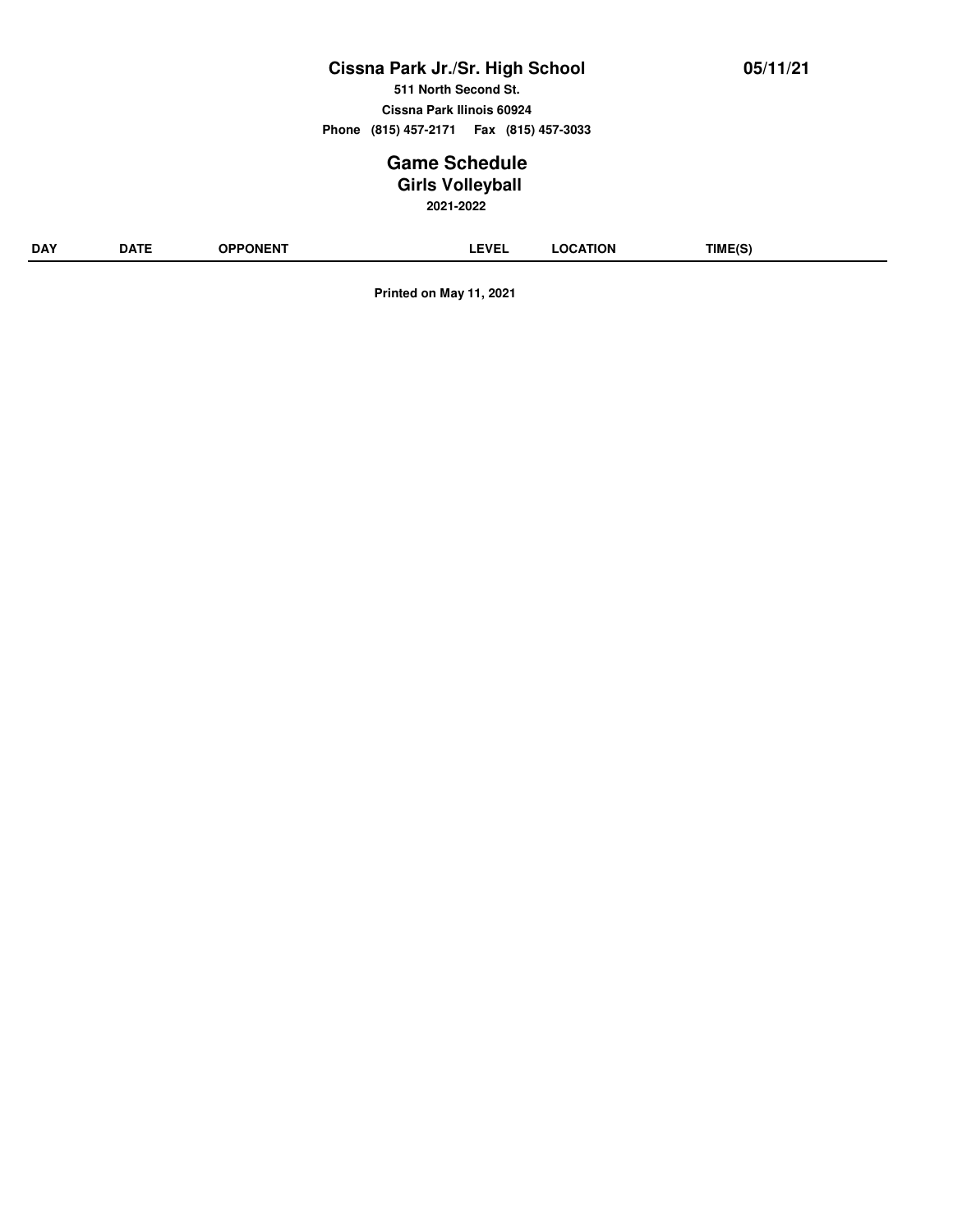# Cissna Park Jr./Sr. High School

05/11/21

**511 North Second St.**

**Cissna Park Ilinois 60924**

**Phone (815) 457-2171 Fax (815) 457-3033**

## Game Schedule

### Girls Volleyball

**2021-2022**

| DAY | DATE | OPPONENT | LEVEL | LOCATION | TIME(S) |
|---|---|---|---|---|---|

**Printed on May 11, 2021**